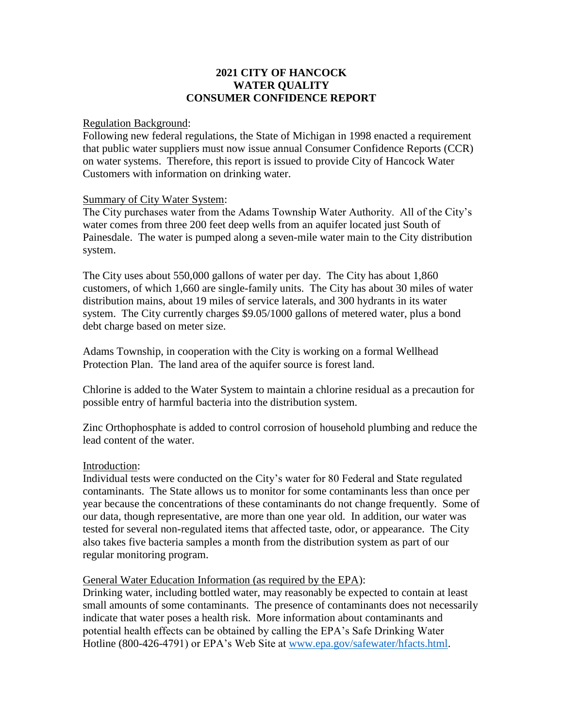# 2021 CITY OF HANCOCK WATER QUALITY CONSUMER CONFIDENCE REPORT

Regulation Background:

Following new federal regulations, the State of Michigan in 1998 enacted a requirement that public water suppliers must now issue annual Consumer Confidence Reports (CCR) on water systems. Therefore, this report is issued to provide City of Hancock Water Customers with information on drinking water.

Summary of City Water System:

The City purchases water from the Adams Township Water Authority. All of the City's water comes from three 200 feet deep wells from an aquifer located just South of Painesdale. The water is pumped along a seven-mile water main to the City distribution system.

The City uses about 550,000 gallons of water per day. The City has about 1,860 customers, of which 1,660 are single-family units. The City has about 30 miles of water distribution mains, about 19 miles of service laterals, and 300 hydrants in its water system. The City currently charges $9.05/1000 gallons of metered water, plus a bond debt charge based on meter size.

Adams Township, in cooperation with the City is working on a formal Wellhead Protection Plan. The land area of the aquifer source is forest land.

Chlorine is added to the Water System to maintain a chlorine residual as a precaution for possible entry of harmful bacteria into the distribution system.

Zinc Orthophosphate is added to control corrosion of household plumbing and reduce the lead content of the water.

Introduction:

Individual tests were conducted on the City's water for 80 Federal and State regulated contaminants. The State allows us to monitor for some contaminants less than once per year because the concentrations of these contaminants do not change frequently. Some of our data, though representative, are more than one year old. In addition, our water was tested for several non-regulated items that affected taste, odor, or appearance. The City also takes five bacteria samples a month from the distribution system as part of our regular monitoring program.

General Water Education Information (as required by the EPA):

Drinking water, including bottled water, may reasonably be expected to contain at least small amounts of some contaminants. The presence of contaminants does not necessarily indicate that water poses a health risk. More information about contaminants and potential health effects can be obtained by calling the EPA's Safe Drinking Water Hotline (800-426-4791) or EPA's Web Site at [www.epa.gov/safewater/hfacts.html](www.epa.gov/safewater/hfacts.html).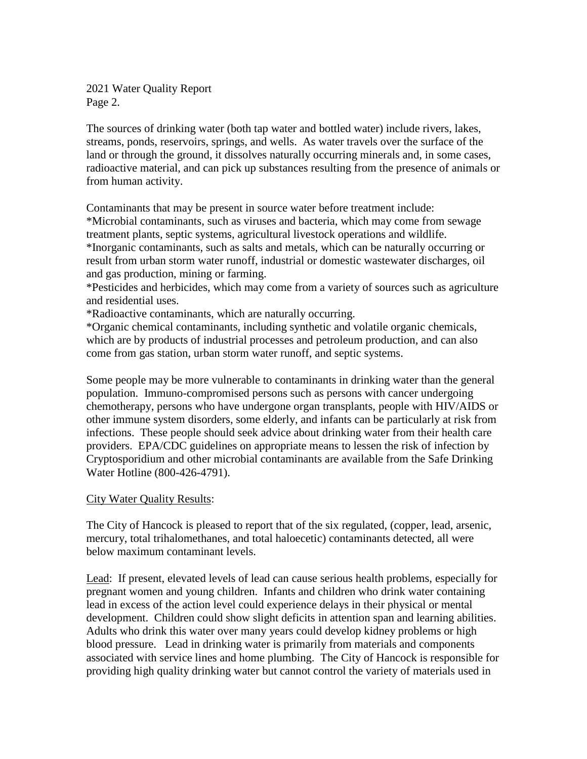The sources of drinking water (both tap water and bottled water) include rivers, lakes, streams, ponds, reservoirs, springs, and wells. As water travels over the surface of the land or through the ground, it dissolves naturally occurring minerals and, in some cases, radioactive material, and can pick up substances resulting from the presence of animals or from human activity.

Contaminants that may be present in source water before treatment include:
*Microbial contaminants, such as viruses and bacteria, which may come from sewage treatment plants, septic systems, agricultural livestock operations and wildlife.
*Inorganic contaminants, such as salts and metals, which can be naturally occurring or result from urban storm water runoff, industrial or domestic wastewater discharges, oil and gas production, mining or farming.
*Pesticides and herbicides, which may come from a variety of sources such as agriculture and residential uses.
*Radioactive contaminants, which are naturally occurring.
*Organic chemical contaminants, including synthetic and volatile organic chemicals, which are by products of industrial processes and petroleum production, and can also come from gas station, urban storm water runoff, and septic systems.

Some people may be more vulnerable to contaminants in drinking water than the general population. Immuno-compromised persons such as persons with cancer undergoing chemotherapy, persons who have undergone organ transplants, people with HIV/AIDS or other immune system disorders, some elderly, and infants can be particularly at risk from infections. These people should seek advice about drinking water from their health care providers. EPA/CDC guidelines on appropriate means to lessen the risk of infection by Cryptosporidium and other microbial contaminants are available from the Safe Drinking Water Hotline (800-426-4791).

City Water Quality Results:

The City of Hancock is pleased to report that of the six regulated, (copper, lead, arsenic, mercury, total trihalomethanes, and total haloecetic) contaminants detected, all were below maximum contaminant levels.

Lead: If present, elevated levels of lead can cause serious health problems, especially for pregnant women and young children. Infants and children who drink water containing lead in excess of the action level could experience delays in their physical or mental development. Children could show slight deficits in attention span and learning abilities. Adults who drink this water over many years could develop kidney problems or high blood pressure. Lead in drinking water is primarily from materials and components associated with service lines and home plumbing. The City of Hancock is responsible for providing high quality drinking water but cannot control the variety of materials used in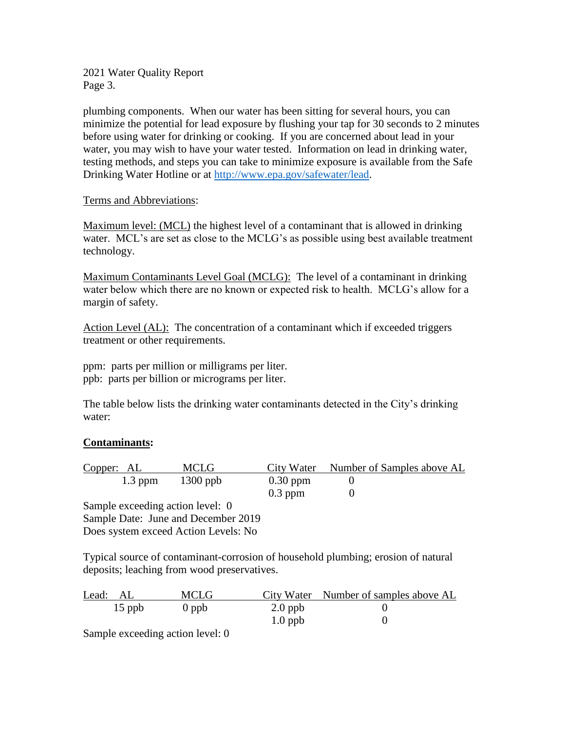plumbing components. When our water has been sitting for several hours, you can minimize the potential for lead exposure by flushing your tap for 30 seconds to 2 minutes before using water for drinking or cooking. If you are concerned about lead in your water, you may wish to have your water tested. Information on lead in drinking water, testing methods, and steps you can take to minimize exposure is available from the Safe Drinking Water Hotline or at http://www.epa.gov/safewater/lead.

Terms and Abbreviations:

Maximum level: (MCL) the highest level of a contaminant that is allowed in drinking water. MCL's are set as close to the MCLG's as possible using best available treatment technology.

Maximum Contaminants Level Goal (MCLG): The level of a contaminant in drinking water below which there are no known or expected risk to health. MCLG's allow for a margin of safety.

Action Level (AL): The concentration of a contaminant which if exceeded triggers treatment or other requirements.

ppm: parts per million or milligrams per liter.
ppb: parts per billion or micrograms per liter.

The table below lists the drinking water contaminants detected in the City's drinking water:

**Contaminants:**

| Copper: AL | MCLG | City Water | Number of Samples above AL |
|---|---|---|---|
| 1.3 ppm | 1300 ppb | 0.30 ppm | 0 |
| | | 0.3 ppm | 0 |

Sample exceeding action level: 0
Sample Date: June and December 2019
Does system exceed Action Levels: No

Typical source of contaminant-corrosion of household plumbing; erosion of natural deposits; leaching from wood preservatives.

| Lead: AL | MCLG | City Water | Number of samples above AL |
|---|---|---|---|
| 15 ppb | 0 ppb | 2.0 ppb | 0 |
| | | 1.0 ppb | 0 |

Sample exceeding action level: 0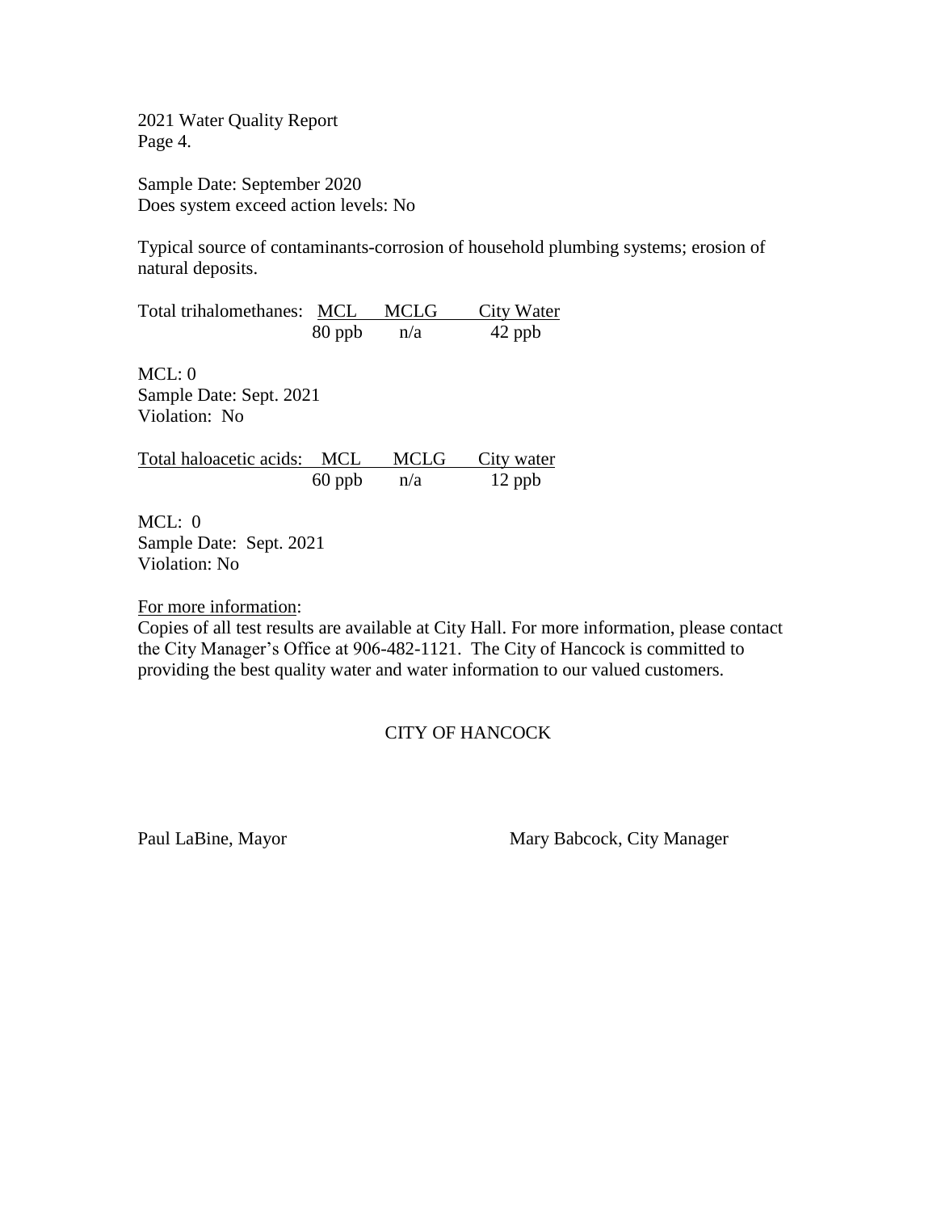2021 Water Quality Report
Page 4.

Sample Date: September 2020
Does system exceed action levels: No

Typical source of contaminants-corrosion of household plumbing systems; erosion of natural deposits.

| Total trihalomethanes: | MCL | MCLG | City Water |
|---|---|---|---|
| | 80 ppb | n/a | 42 ppb |

MCL: 0
Sample Date: Sept. 2021
Violation: No

| Total haloacetic acids: | MCL | MCLG | City water |
|---|---|---|---|
| | 60 ppb | n/a | 12 ppb |

MCL: 0
Sample Date: Sept. 2021
Violation: No

For more information:
Copies of all test results are available at City Hall. For more information, please contact the City Manager's Office at 906-482-1121. The City of Hancock is committed to providing the best quality water and water information to our valued customers.

CITY OF HANCOCK

Paul LaBine, Mayor

Mary Babcock, City Manager